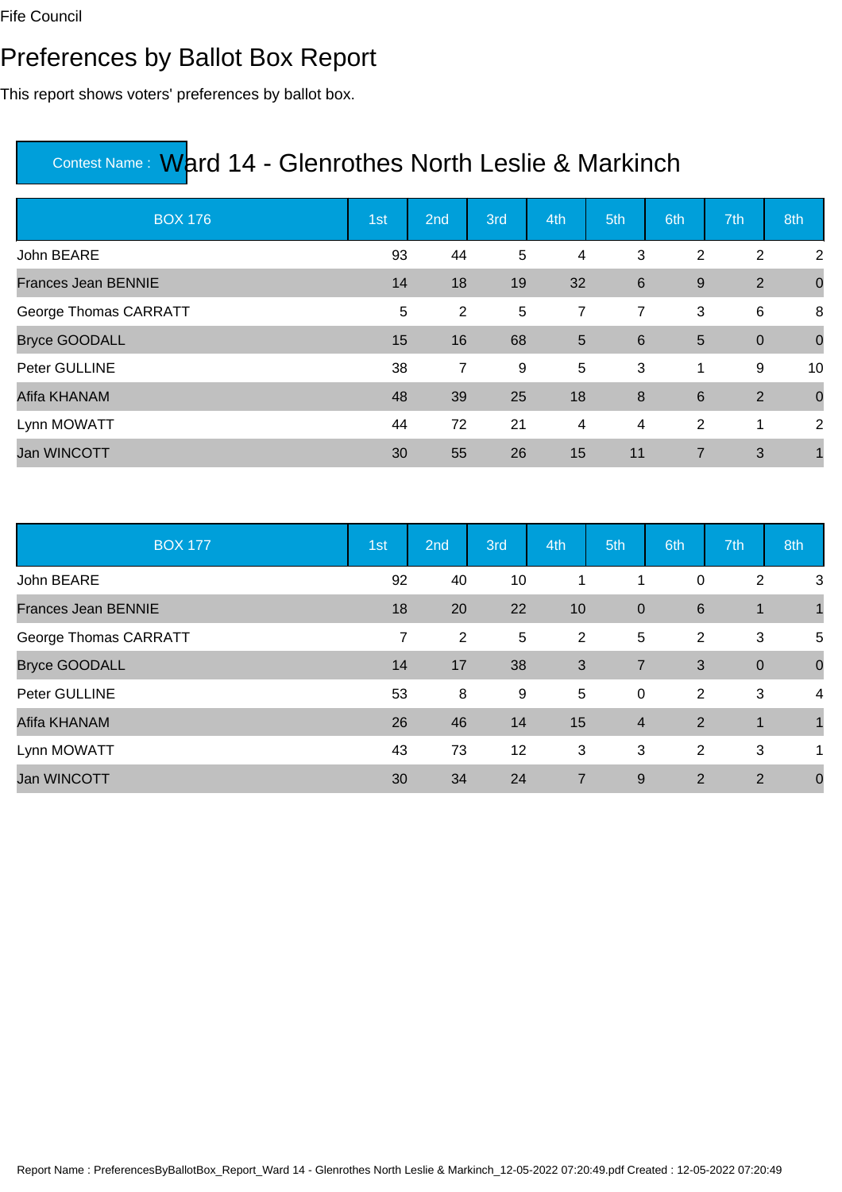Fife Council

# Preferences by Ballot Box Report

This report shows voters' preferences by ballot box.

## Contest Name : Ward 14 - Glenrothes North Leslie & Markinch

| BOX 176 | 1st | 2nd | 3rd | 4th | 5th | 6th | 7th | 8th |
|---|---|---|---|---|---|---|---|---|
| John BEARE | 93 | 44 | 5 | 4 | 3 | 2 | 2 | 2 |
| Frances Jean BENNIE | 14 | 18 | 19 | 32 | 6 | 9 | 2 | 0 |
| George Thomas CARRATT | 5 | 2 | 5 | 7 | 7 | 3 | 6 | 8 |
| Bryce GOODALL | 15 | 16 | 68 | 5 | 6 | 5 | 0 | 0 |
| Peter GULLINE | 38 | 7 | 9 | 5 | 3 | 1 | 9 | 10 |
| Afifa KHANAM | 48 | 39 | 25 | 18 | 8 | 6 | 2 | 0 |
| Lynn MOWATT | 44 | 72 | 21 | 4 | 4 | 2 | 1 | 2 |
| Jan WINCOTT | 30 | 55 | 26 | 15 | 11 | 7 | 3 | 1 |

| BOX 177 | 1st | 2nd | 3rd | 4th | 5th | 6th | 7th | 8th |
|---|---|---|---|---|---|---|---|---|
| John BEARE | 92 | 40 | 10 | 1 | 1 | 0 | 2 | 3 |
| Frances Jean BENNIE | 18 | 20 | 22 | 10 | 0 | 6 | 1 | 1 |
| George Thomas CARRATT | 7 | 2 | 5 | 2 | 5 | 2 | 3 | 5 |
| Bryce GOODALL | 14 | 17 | 38 | 3 | 7 | 3 | 0 | 0 |
| Peter GULLINE | 53 | 8 | 9 | 5 | 0 | 2 | 3 | 4 |
| Afifa KHANAM | 26 | 46 | 14 | 15 | 4 | 2 | 1 | 1 |
| Lynn MOWATT | 43 | 73 | 12 | 3 | 3 | 2 | 3 | 1 |
| Jan WINCOTT | 30 | 34 | 24 | 7 | 9 | 2 | 2 | 0 |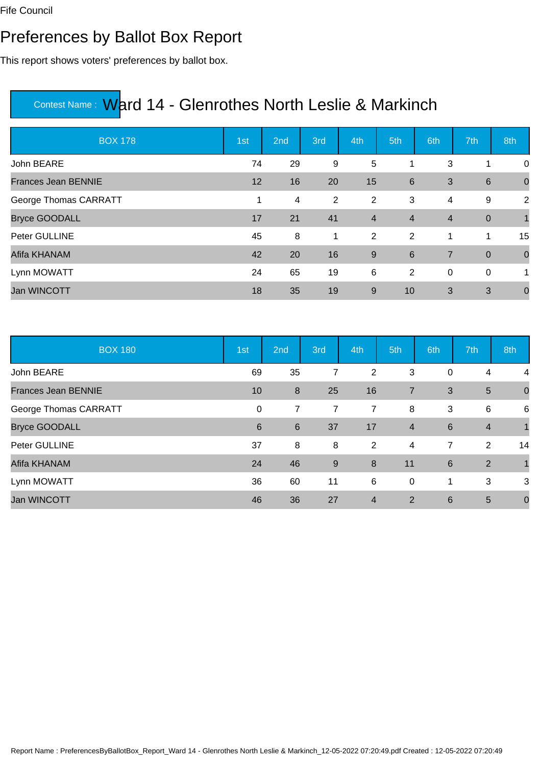Fife Council

# Preferences by Ballot Box Report

This report shows voters' preferences by ballot box.

**Contest Name :** Ward 14 - Glenrothes North Leslie & Markinch

| BOX 178 | 1st | 2nd | 3rd | 4th | 5th | 6th | 7th | 8th |
|---|---|---|---|---|---|---|---|---|
| John BEARE | 74 | 29 | 9 | 5 | 1 | 3 | 1 | 0 |
| Frances Jean BENNIE | 12 | 16 | 20 | 15 | 6 | 3 | 6 | 0 |
| George Thomas CARRATT | 1 | 4 | 2 | 2 | 3 | 4 | 9 | 2 |
| Bryce GOODALL | 17 | 21 | 41 | 4 | 4 | 4 | 0 | 1 |
| Peter GULLINE | 45 | 8 | 1 | 2 | 2 | 1 | 1 | 15 |
| Afifa KHANAM | 42 | 20 | 16 | 9 | 6 | 7 | 0 | 0 |
| Lynn MOWATT | 24 | 65 | 19 | 6 | 2 | 0 | 0 | 1 |
| Jan WINCOTT | 18 | 35 | 19 | 9 | 10 | 3 | 3 | 0 |

| BOX 180 | 1st | 2nd | 3rd | 4th | 5th | 6th | 7th | 8th |
|---|---|---|---|---|---|---|---|---|
| John BEARE | 69 | 35 | 7 | 2 | 3 | 0 | 4 | 4 |
| Frances Jean BENNIE | 10 | 8 | 25 | 16 | 7 | 3 | 5 | 0 |
| George Thomas CARRATT | 0 | 7 | 7 | 7 | 8 | 3 | 6 | 6 |
| Bryce GOODALL | 6 | 6 | 37 | 17 | 4 | 6 | 4 | 1 |
| Peter GULLINE | 37 | 8 | 8 | 2 | 4 | 7 | 2 | 14 |
| Afifa KHANAM | 24 | 46 | 9 | 8 | 11 | 6 | 2 | 1 |
| Lynn MOWATT | 36 | 60 | 11 | 6 | 0 | 1 | 3 | 3 |
| Jan WINCOTT | 46 | 36 | 27 | 4 | 2 | 6 | 5 | 0 |

Report Name : PreferencesByBallotBox_Report_Ward 14 - Glenrothes North Leslie & Markinch_12-05-2022 07:20:49.pdf Created : 12-05-2022 07:20:49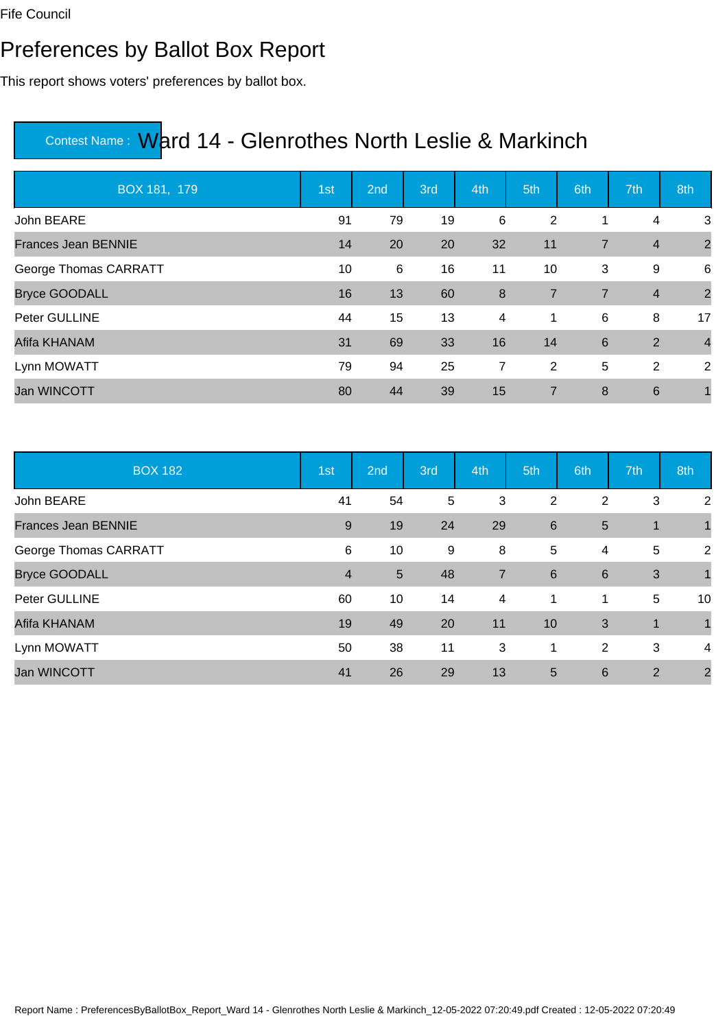Fife Council

# Preferences by Ballot Box Report

This report shows voters' preferences by ballot box.

## Contest Name : Ward 14 - Glenrothes North Leslie & Markinch

| BOX 181, 179 | 1st | 2nd | 3rd | 4th | 5th | 6th | 7th | 8th |
|---|---|---|---|---|---|---|---|---|
| John BEARE | 91 | 79 | 19 | 6 | 2 | 1 | 4 | 3 |
| Frances Jean BENNIE | 14 | 20 | 20 | 32 | 11 | 7 | 4 | 2 |
| George Thomas CARRATT | 10 | 6 | 16 | 11 | 10 | 3 | 9 | 6 |
| Bryce GOODALL | 16 | 13 | 60 | 8 | 7 | 7 | 4 | 2 |
| Peter GULLINE | 44 | 15 | 13 | 4 | 1 | 6 | 8 | 17 |
| Afifa KHANAM | 31 | 69 | 33 | 16 | 14 | 6 | 2 | 4 |
| Lynn MOWATT | 79 | 94 | 25 | 7 | 2 | 5 | 2 | 2 |
| Jan WINCOTT | 80 | 44 | 39 | 15 | 7 | 8 | 6 | 1 |

| BOX 182 | 1st | 2nd | 3rd | 4th | 5th | 6th | 7th | 8th |
|---|---|---|---|---|---|---|---|---|
| John BEARE | 41 | 54 | 5 | 3 | 2 | 2 | 3 | 2 |
| Frances Jean BENNIE | 9 | 19 | 24 | 29 | 6 | 5 | 1 | 1 |
| George Thomas CARRATT | 6 | 10 | 9 | 8 | 5 | 4 | 5 | 2 |
| Bryce GOODALL | 4 | 5 | 48 | 7 | 6 | 6 | 3 | 1 |
| Peter GULLINE | 60 | 10 | 14 | 4 | 1 | 1 | 5 | 10 |
| Afifa KHANAM | 19 | 49 | 20 | 11 | 10 | 3 | 1 | 1 |
| Lynn MOWATT | 50 | 38 | 11 | 3 | 1 | 2 | 3 | 4 |
| Jan WINCOTT | 41 | 26 | 29 | 13 | 5 | 6 | 2 | 2 |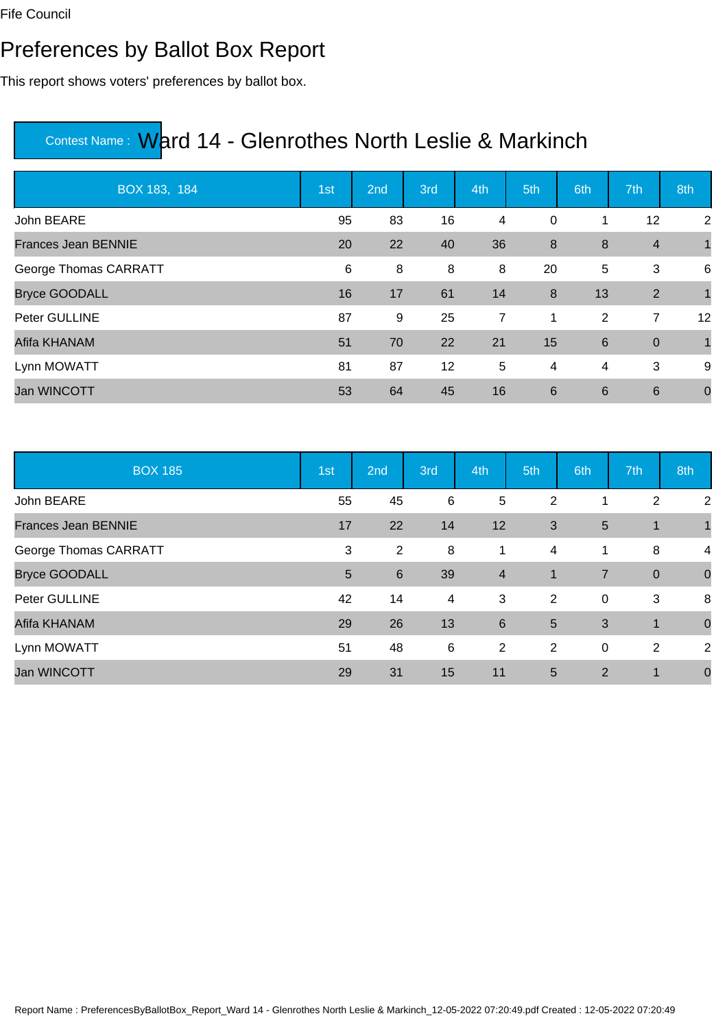Fife Council

# Preferences by Ballot Box Report

This report shows voters' preferences by ballot box.

## Contest Name : Ward 14 - Glenrothes North Leslie & Markinch

| BOX 183, 184 | 1st | 2nd | 3rd | 4th | 5th | 6th | 7th | 8th |
|---|---|---|---|---|---|---|---|---|
| John BEARE | 95 | 83 | 16 | 4 | 0 | 1 | 12 | 2 |
| Frances Jean BENNIE | 20 | 22 | 40 | 36 | 8 | 8 | 4 | 1 |
| George Thomas CARRATT | 6 | 8 | 8 | 8 | 20 | 5 | 3 | 6 |
| Bryce GOODALL | 16 | 17 | 61 | 14 | 8 | 13 | 2 | 1 |
| Peter GULLINE | 87 | 9 | 25 | 7 | 1 | 2 | 7 | 12 |
| Afifa KHANAM | 51 | 70 | 22 | 21 | 15 | 6 | 0 | 1 |
| Lynn MOWATT | 81 | 87 | 12 | 5 | 4 | 4 | 3 | 9 |
| Jan WINCOTT | 53 | 64 | 45 | 16 | 6 | 6 | 6 | 0 |

| BOX 185 | 1st | 2nd | 3rd | 4th | 5th | 6th | 7th | 8th |
|---|---|---|---|---|---|---|---|---|
| John BEARE | 55 | 45 | 6 | 5 | 2 | 1 | 2 | 2 |
| Frances Jean BENNIE | 17 | 22 | 14 | 12 | 3 | 5 | 1 | 1 |
| George Thomas CARRATT | 3 | 2 | 8 | 1 | 4 | 1 | 8 | 4 |
| Bryce GOODALL | 5 | 6 | 39 | 4 | 1 | 7 | 0 | 0 |
| Peter GULLINE | 42 | 14 | 4 | 3 | 2 | 0 | 3 | 8 |
| Afifa KHANAM | 29 | 26 | 13 | 6 | 5 | 3 | 1 | 0 |
| Lynn MOWATT | 51 | 48 | 6 | 2 | 2 | 0 | 2 | 2 |
| Jan WINCOTT | 29 | 31 | 15 | 11 | 5 | 2 | 1 | 0 |

Report Name : PreferencesByBallotBox_Report_Ward 14 - Glenrothes North Leslie & Markinch_12-05-2022 07:20:49.pdf Created : 12-05-2022 07:20:49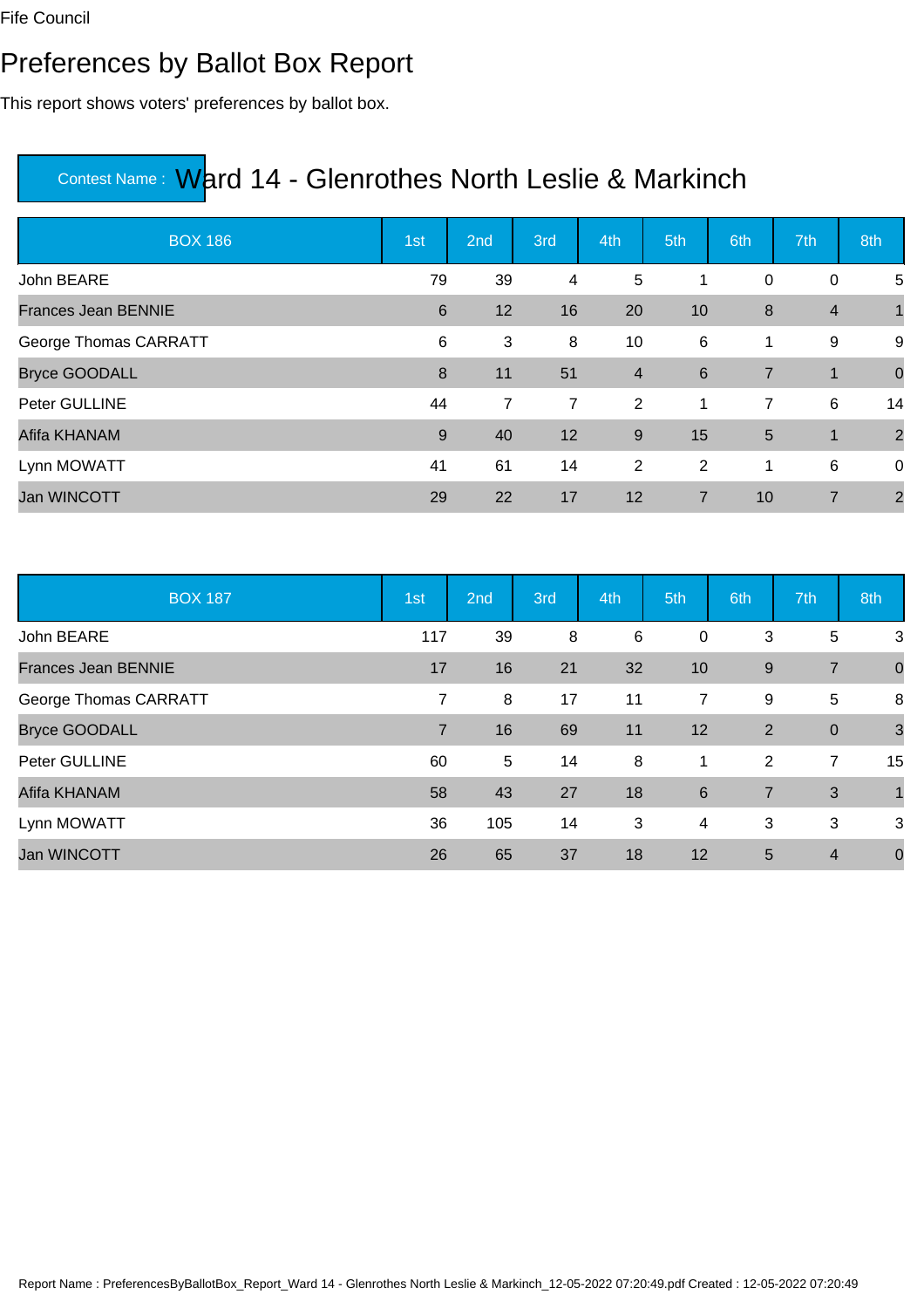Fife Council

# Preferences by Ballot Box Report

This report shows voters' preferences by ballot box.

## Contest Name : Ward 14 - Glenrothes North Leslie & Markinch

| BOX 186 | 1st | 2nd | 3rd | 4th | 5th | 6th | 7th | 8th |
|---|---|---|---|---|---|---|---|---|
| John BEARE | 79 | 39 | 4 | 5 | 1 | 0 | 0 | 5 |
| Frances Jean BENNIE | 6 | 12 | 16 | 20 | 10 | 8 | 4 | 1 |
| George Thomas CARRATT | 6 | 3 | 8 | 10 | 6 | 1 | 9 | 9 |
| Bryce GOODALL | 8 | 11 | 51 | 4 | 6 | 7 | 1 | 0 |
| Peter GULLINE | 44 | 7 | 7 | 2 | 1 | 7 | 6 | 14 |
| Afifa KHANAM | 9 | 40 | 12 | 9 | 15 | 5 | 1 | 2 |
| Lynn MOWATT | 41 | 61 | 14 | 2 | 2 | 1 | 6 | 0 |
| Jan WINCOTT | 29 | 22 | 17 | 12 | 7 | 10 | 7 | 2 |

| BOX 187 | 1st | 2nd | 3rd | 4th | 5th | 6th | 7th | 8th |
|---|---|---|---|---|---|---|---|---|
| John BEARE | 117 | 39 | 8 | 6 | 0 | 3 | 5 | 3 |
| Frances Jean BENNIE | 17 | 16 | 21 | 32 | 10 | 9 | 7 | 0 |
| George Thomas CARRATT | 7 | 8 | 17 | 11 | 7 | 9 | 5 | 8 |
| Bryce GOODALL | 7 | 16 | 69 | 11 | 12 | 2 | 0 | 3 |
| Peter GULLINE | 60 | 5 | 14 | 8 | 1 | 2 | 7 | 15 |
| Afifa KHANAM | 58 | 43 | 27 | 18 | 6 | 7 | 3 | 1 |
| Lynn MOWATT | 36 | 105 | 14 | 3 | 4 | 3 | 3 | 3 |
| Jan WINCOTT | 26 | 65 | 37 | 18 | 12 | 5 | 4 | 0 |

Report Name : PreferencesByBallotBox_Report_Ward 14 - Glenrothes North Leslie & Markinch_12-05-2022 07:20:49.pdf Created : 12-05-2022 07:20:49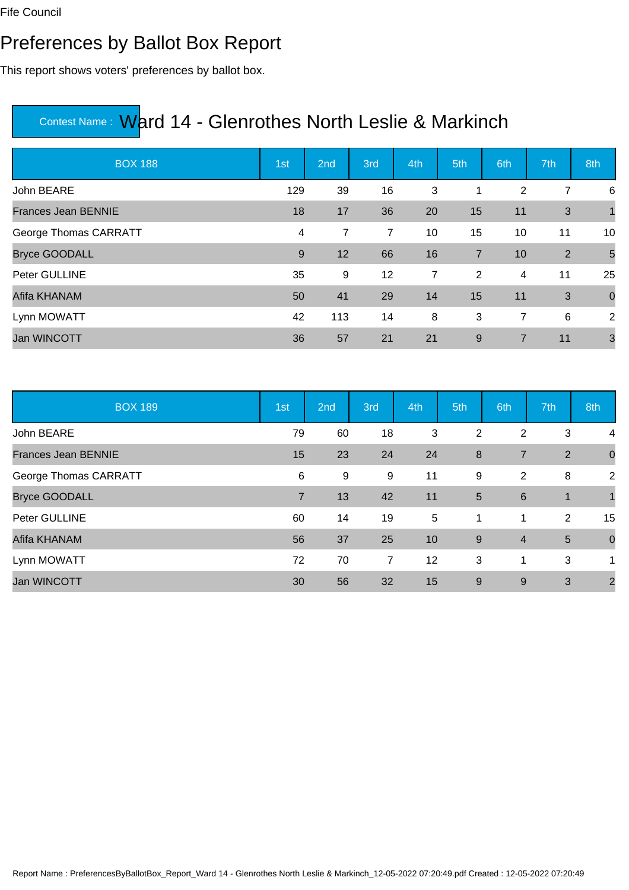Fife Council

# Preferences by Ballot Box Report

This report shows voters' preferences by ballot box.

## Contest Name : Ward 14 - Glenrothes North Leslie & Markinch

| BOX 188 | 1st | 2nd | 3rd | 4th | 5th | 6th | 7th | 8th |
|---|---|---|---|---|---|---|---|---|
| John BEARE | 129 | 39 | 16 | 3 | 1 | 2 | 7 | 6 |
| Frances Jean BENNIE | 18 | 17 | 36 | 20 | 15 | 11 | 3 | 1 |
| George Thomas CARRATT | 4 | 7 | 7 | 10 | 15 | 10 | 11 | 10 |
| Bryce GOODALL | 9 | 12 | 66 | 16 | 7 | 10 | 2 | 5 |
| Peter GULLINE | 35 | 9 | 12 | 7 | 2 | 4 | 11 | 25 |
| Afifa KHANAM | 50 | 41 | 29 | 14 | 15 | 11 | 3 | 0 |
| Lynn MOWATT | 42 | 113 | 14 | 8 | 3 | 7 | 6 | 2 |
| Jan WINCOTT | 36 | 57 | 21 | 21 | 9 | 7 | 11 | 3 |

| BOX 189 | 1st | 2nd | 3rd | 4th | 5th | 6th | 7th | 8th |
|---|---|---|---|---|---|---|---|---|
| John BEARE | 79 | 60 | 18 | 3 | 2 | 2 | 3 | 4 |
| Frances Jean BENNIE | 15 | 23 | 24 | 24 | 8 | 7 | 2 | 0 |
| George Thomas CARRATT | 6 | 9 | 9 | 11 | 9 | 2 | 8 | 2 |
| Bryce GOODALL | 7 | 13 | 42 | 11 | 5 | 6 | 1 | 1 |
| Peter GULLINE | 60 | 14 | 19 | 5 | 1 | 1 | 2 | 15 |
| Afifa KHANAM | 56 | 37 | 25 | 10 | 9 | 4 | 5 | 0 |
| Lynn MOWATT | 72 | 70 | 7 | 12 | 3 | 1 | 3 | 1 |
| Jan WINCOTT | 30 | 56 | 32 | 15 | 9 | 9 | 3 | 2 |

Report Name : PreferencesByBallotBox_Report_Ward 14 - Glenrothes North Leslie & Markinch_12-05-2022 07:20:49.pdf Created : 12-05-2022 07:20:49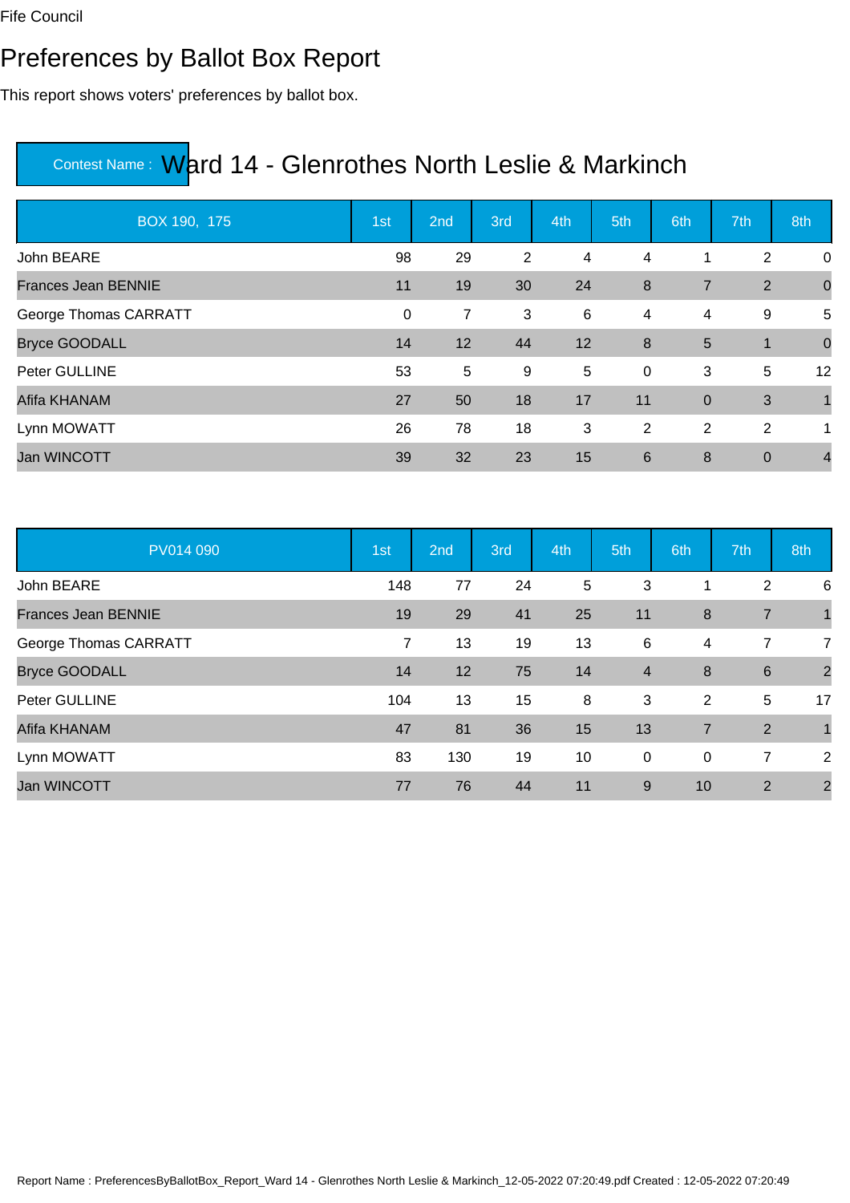Fife Council

# Preferences by Ballot Box Report

This report shows voters' preferences by ballot box.

## Contest Name : Ward 14 - Glenrothes North Leslie & Markinch

| BOX 190, 175 | 1st | 2nd | 3rd | 4th | 5th | 6th | 7th | 8th |
|---|---|---|---|---|---|---|---|---|
| John BEARE | 98 | 29 | 2 | 4 | 4 | 1 | 2 | 0 |
| Frances Jean BENNIE | 11 | 19 | 30 | 24 | 8 | 7 | 2 | 0 |
| George Thomas CARRATT | 0 | 7 | 3 | 6 | 4 | 4 | 9 | 5 |
| Bryce GOODALL | 14 | 12 | 44 | 12 | 8 | 5 | 1 | 0 |
| Peter GULLINE | 53 | 5 | 9 | 5 | 0 | 3 | 5 | 12 |
| Afifa KHANAM | 27 | 50 | 18 | 17 | 11 | 0 | 3 | 1 |
| Lynn MOWATT | 26 | 78 | 18 | 3 | 2 | 2 | 2 | 1 |
| Jan WINCOTT | 39 | 32 | 23 | 15 | 6 | 8 | 0 | 4 |

| PV014 090 | 1st | 2nd | 3rd | 4th | 5th | 6th | 7th | 8th |
|---|---|---|---|---|---|---|---|---|
| John BEARE | 148 | 77 | 24 | 5 | 3 | 1 | 2 | 6 |
| Frances Jean BENNIE | 19 | 29 | 41 | 25 | 11 | 8 | 7 | 1 |
| George Thomas CARRATT | 7 | 13 | 19 | 13 | 6 | 4 | 7 | 7 |
| Bryce GOODALL | 14 | 12 | 75 | 14 | 4 | 8 | 6 | 2 |
| Peter GULLINE | 104 | 13 | 15 | 8 | 3 | 2 | 5 | 17 |
| Afifa KHANAM | 47 | 81 | 36 | 15 | 13 | 7 | 2 | 1 |
| Lynn MOWATT | 83 | 130 | 19 | 10 | 0 | 0 | 7 | 2 |
| Jan WINCOTT | 77 | 76 | 44 | 11 | 9 | 10 | 2 | 2 |

Report Name : PreferencesByBallotBox_Report_Ward 14 - Glenrothes North Leslie & Markinch_12-05-2022 07:20:49.pdf Created : 12-05-2022 07:20:49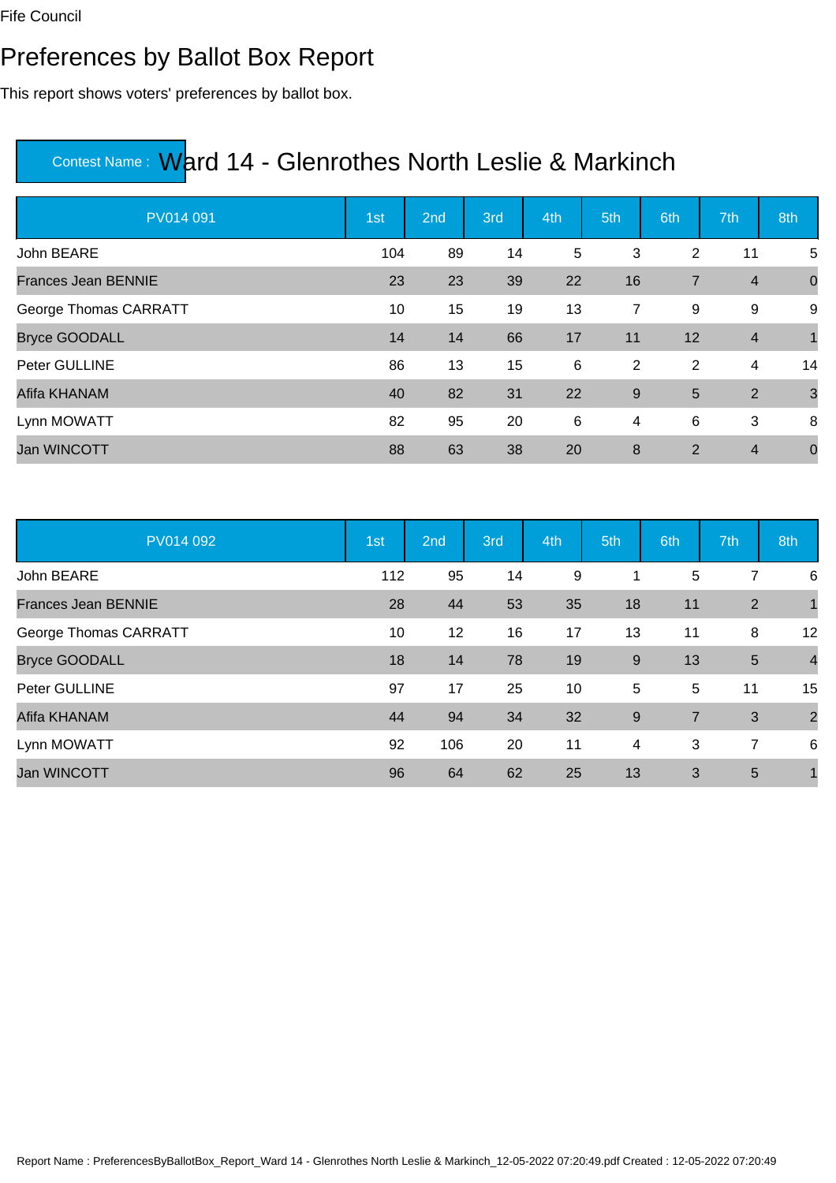Fife Council

# Preferences by Ballot Box Report

This report shows voters' preferences by ballot box.

## Contest Name : Ward 14 - Glenrothes North Leslie & Markinch

| PV014 091 | 1st | 2nd | 3rd | 4th | 5th | 6th | 7th | 8th |
|---|---|---|---|---|---|---|---|---|
| John BEARE | 104 | 89 | 14 | 5 | 3 | 2 | 11 | 5 |
| Frances Jean BENNIE | 23 | 23 | 39 | 22 | 16 | 7 | 4 | 0 |
| George Thomas CARRATT | 10 | 15 | 19 | 13 | 7 | 9 | 9 | 9 |
| Bryce GOODALL | 14 | 14 | 66 | 17 | 11 | 12 | 4 | 1 |
| Peter GULLINE | 86 | 13 | 15 | 6 | 2 | 2 | 4 | 14 |
| Afifa KHANAM | 40 | 82 | 31 | 22 | 9 | 5 | 2 | 3 |
| Lynn MOWATT | 82 | 95 | 20 | 6 | 4 | 6 | 3 | 8 |
| Jan WINCOTT | 88 | 63 | 38 | 20 | 8 | 2 | 4 | 0 |

| PV014 092 | 1st | 2nd | 3rd | 4th | 5th | 6th | 7th | 8th |
|---|---|---|---|---|---|---|---|---|
| John BEARE | 112 | 95 | 14 | 9 | 1 | 5 | 7 | 6 |
| Frances Jean BENNIE | 28 | 44 | 53 | 35 | 18 | 11 | 2 | 1 |
| George Thomas CARRATT | 10 | 12 | 16 | 17 | 13 | 11 | 8 | 12 |
| Bryce GOODALL | 18 | 14 | 78 | 19 | 9 | 13 | 5 | 4 |
| Peter GULLINE | 97 | 17 | 25 | 10 | 5 | 5 | 11 | 15 |
| Afifa KHANAM | 44 | 94 | 34 | 32 | 9 | 7 | 3 | 2 |
| Lynn MOWATT | 92 | 106 | 20 | 11 | 4 | 3 | 7 | 6 |
| Jan WINCOTT | 96 | 64 | 62 | 25 | 13 | 3 | 5 | 1 |

Report Name : PreferencesByBallotBox_Report_Ward 14 - Glenrothes North Leslie & Markinch_12-05-2022 07:20:49.pdf Created : 12-05-2022 07:20:49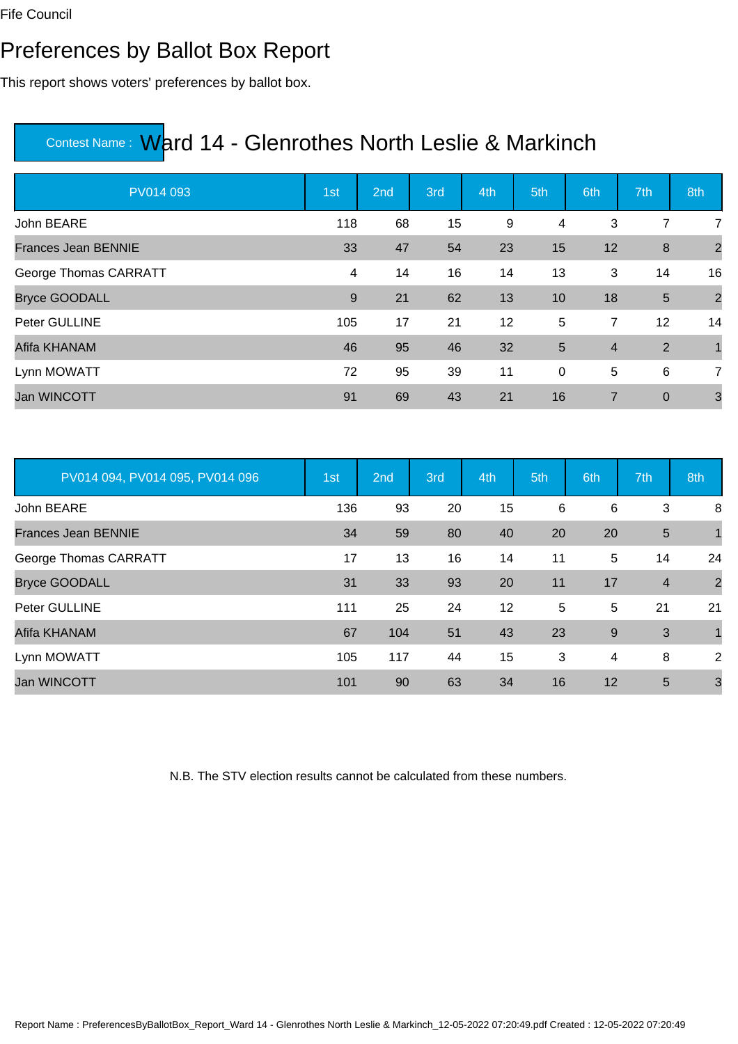Fife Council

# Preferences by Ballot Box Report

This report shows voters' preferences by ballot box.

## Contest Name : Ward 14 - Glenrothes North Leslie & Markinch

| PV014 093 | 1st | 2nd | 3rd | 4th | 5th | 6th | 7th | 8th |
|---|---|---|---|---|---|---|---|---|
| John BEARE | 118 | 68 | 15 | 9 | 4 | 3 | 7 | 7 |
| Frances Jean BENNIE | 33 | 47 | 54 | 23 | 15 | 12 | 8 | 2 |
| George Thomas CARRATT | 4 | 14 | 16 | 14 | 13 | 3 | 14 | 16 |
| Bryce GOODALL | 9 | 21 | 62 | 13 | 10 | 18 | 5 | 2 |
| Peter GULLINE | 105 | 17 | 21 | 12 | 5 | 7 | 12 | 14 |
| Afifa KHANAM | 46 | 95 | 46 | 32 | 5 | 4 | 2 | 1 |
| Lynn MOWATT | 72 | 95 | 39 | 11 | 0 | 5 | 6 | 7 |
| Jan WINCOTT | 91 | 69 | 43 | 21 | 16 | 7 | 0 | 3 |

| PV014 094, PV014 095, PV014 096 | 1st | 2nd | 3rd | 4th | 5th | 6th | 7th | 8th |
|---|---|---|---|---|---|---|---|---|
| John BEARE | 136 | 93 | 20 | 15 | 6 | 6 | 3 | 8 |
| Frances Jean BENNIE | 34 | 59 | 80 | 40 | 20 | 20 | 5 | 1 |
| George Thomas CARRATT | 17 | 13 | 16 | 14 | 11 | 5 | 14 | 24 |
| Bryce GOODALL | 31 | 33 | 93 | 20 | 11 | 17 | 4 | 2 |
| Peter GULLINE | 111 | 25 | 24 | 12 | 5 | 5 | 21 | 21 |
| Afifa KHANAM | 67 | 104 | 51 | 43 | 23 | 9 | 3 | 1 |
| Lynn MOWATT | 105 | 117 | 44 | 15 | 3 | 4 | 8 | 2 |
| Jan WINCOTT | 101 | 90 | 63 | 34 | 16 | 12 | 5 | 3 |

N.B. The STV election results cannot be calculated from these numbers.

Report Name : PreferencesByBallotBox_Report_Ward 14 - Glenrothes North Leslie & Markinch_12-05-2022 07:20:49.pdf Created : 12-05-2022 07:20:49